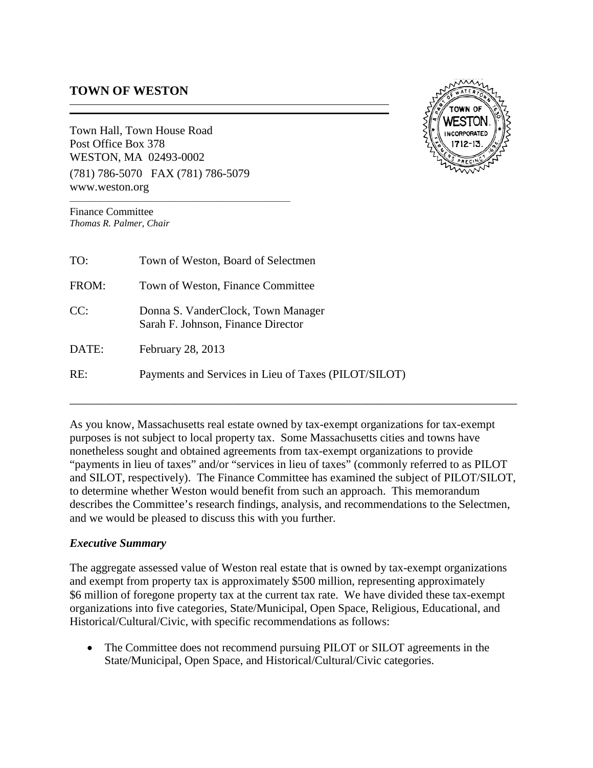## TOWN OF WESTON

Town Hall, Town House Road
Post Office Box 378
WESTON, MA 02493-0002
(781) 786-5070 FAX (781) 786-5079
www.weston.org

Finance Committee
*Thomas R. Palmer, Chair*

| | |
|---|---|
| TO: | Town of Weston, Board of Selectmen |
| FROM: | Town of Weston, Finance Committee |
| CC: | Donna S. VanderClock, Town Manager<br>Sarah F. Johnson, Finance Director |
| DATE: | February 28, 2013 |
| RE: | Payments and Services in Lieu of Taxes (PILOT/SILOT) |

---

As you know, Massachusetts real estate owned by tax-exempt organizations for tax-exempt purposes is not subject to local property tax. Some Massachusetts cities and towns have nonetheless sought and obtained agreements from tax-exempt organizations to provide "payments in lieu of taxes" and/or "services in lieu of taxes" (commonly referred to as PILOT and SILOT, respectively). The Finance Committee has examined the subject of PILOT/SILOT, to determine whether Weston would benefit from such an approach. This memorandum describes the Committee's research findings, analysis, and recommendations to the Selectmen, and we would be pleased to discuss this with you further.

### *Executive Summary*

The aggregate assessed value of Weston real estate that is owned by tax-exempt organizations and exempt from property tax is approximately $500 million, representing approximately $6 million of foregone property tax at the current tax rate. We have divided these tax-exempt organizations into five categories, State/Municipal, Open Space, Religious, Educational, and Historical/Cultural/Civic, with specific recommendations as follows:

- The Committee does not recommend pursuing PILOT or SILOT agreements in the State/Municipal, Open Space, and Historical/Cultural/Civic categories.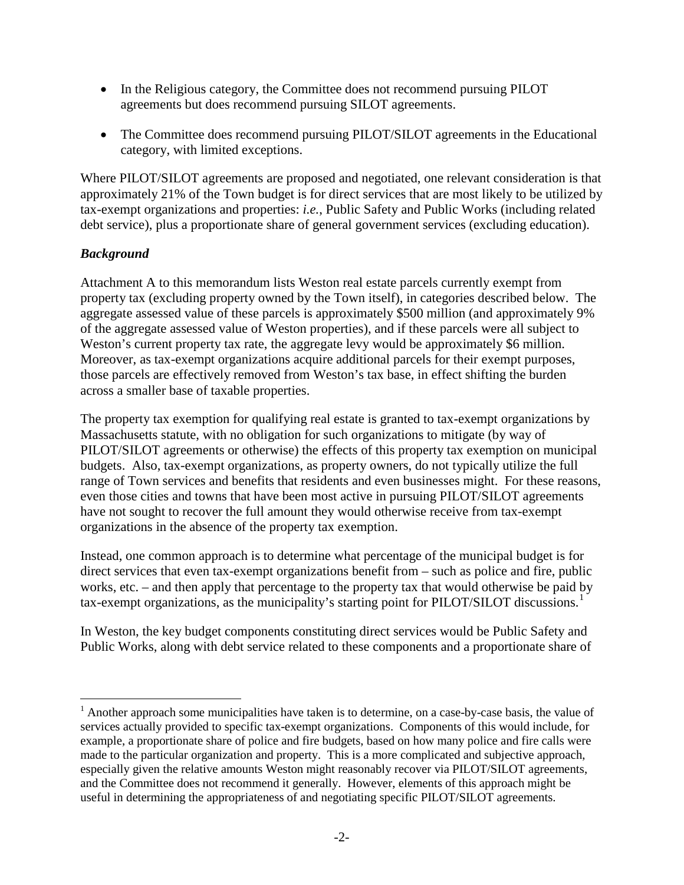- In the Religious category, the Committee does not recommend pursuing PILOT agreements but does recommend pursuing SILOT agreements.

- The Committee does recommend pursuing PILOT/SILOT agreements in the Educational category, with limited exceptions.

Where PILOT/SILOT agreements are proposed and negotiated, one relevant consideration is that approximately 21% of the Town budget is for direct services that are most likely to be utilized by tax-exempt organizations and properties: *i.e.*, Public Safety and Public Works (including related debt service), plus a proportionate share of general government services (excluding education).

### *Background*

Attachment A to this memorandum lists Weston real estate parcels currently exempt from property tax (excluding property owned by the Town itself), in categories described below. The aggregate assessed value of these parcels is approximately $500 million (and approximately 9% of the aggregate assessed value of Weston properties), and if these parcels were all subject to Weston's current property tax rate, the aggregate levy would be approximately $6 million. Moreover, as tax-exempt organizations acquire additional parcels for their exempt purposes, those parcels are effectively removed from Weston's tax base, in effect shifting the burden across a smaller base of taxable properties.

The property tax exemption for qualifying real estate is granted to tax-exempt organizations by Massachusetts statute, with no obligation for such organizations to mitigate (by way of PILOT/SILOT agreements or otherwise) the effects of this property tax exemption on municipal budgets. Also, tax-exempt organizations, as property owners, do not typically utilize the full range of Town services and benefits that residents and even businesses might. For these reasons, even those cities and towns that have been most active in pursuing PILOT/SILOT agreements have not sought to recover the full amount they would otherwise receive from tax-exempt organizations in the absence of the property tax exemption.

Instead, one common approach is to determine what percentage of the municipal budget is for direct services that even tax-exempt organizations benefit from – such as police and fire, public works, etc. – and then apply that percentage to the property tax that would otherwise be paid by tax-exempt organizations, as the municipality's starting point for PILOT/SILOT discussions.[1]

In Weston, the key budget components constituting direct services would be Public Safety and Public Works, along with debt service related to these components and a proportionate share of

[1] Another approach some municipalities have taken is to determine, on a case-by-case basis, the value of services actually provided to specific tax-exempt organizations. Components of this would include, for example, a proportionate share of police and fire budgets, based on how many police and fire calls were made to the particular organization and property. This is a more complicated and subjective approach, especially given the relative amounts Weston might reasonably recover via PILOT/SILOT agreements, and the Committee does not recommend it generally. However, elements of this approach might be useful in determining the appropriateness of and negotiating specific PILOT/SILOT agreements.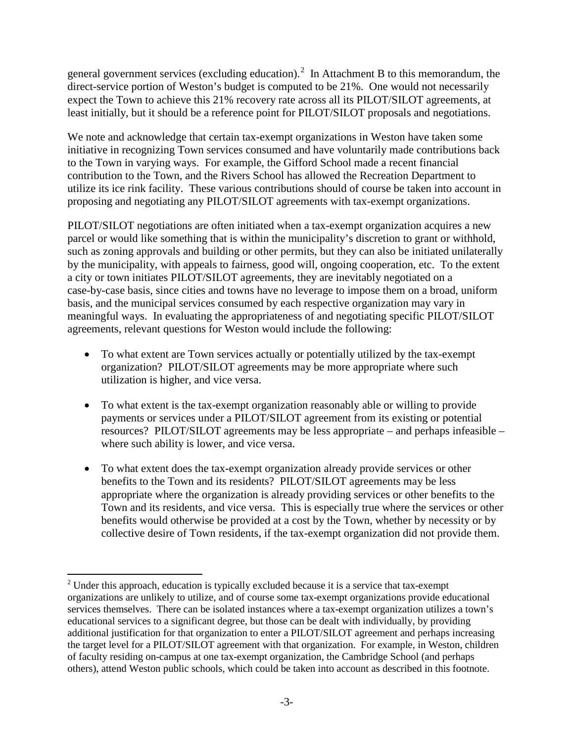general government services (excluding education).[2] In Attachment B to this memorandum, the direct-service portion of Weston's budget is computed to be 21%. One would not necessarily expect the Town to achieve this 21% recovery rate across all its PILOT/SILOT agreements, at least initially, but it should be a reference point for PILOT/SILOT proposals and negotiations.

We note and acknowledge that certain tax-exempt organizations in Weston have taken some initiative in recognizing Town services consumed and have voluntarily made contributions back to the Town in varying ways. For example, the Gifford School made a recent financial contribution to the Town, and the Rivers School has allowed the Recreation Department to utilize its ice rink facility. These various contributions should of course be taken into account in proposing and negotiating any PILOT/SILOT agreements with tax-exempt organizations.

PILOT/SILOT negotiations are often initiated when a tax-exempt organization acquires a new parcel or would like something that is within the municipality's discretion to grant or withhold, such as zoning approvals and building or other permits, but they can also be initiated unilaterally by the municipality, with appeals to fairness, good will, ongoing cooperation, etc. To the extent a city or town initiates PILOT/SILOT agreements, they are inevitably negotiated on a case-by-case basis, since cities and towns have no leverage to impose them on a broad, uniform basis, and the municipal services consumed by each respective organization may vary in meaningful ways. In evaluating the appropriateness of and negotiating specific PILOT/SILOT agreements, relevant questions for Weston would include the following:

- To what extent are Town services actually or potentially utilized by the tax-exempt organization? PILOT/SILOT agreements may be more appropriate where such utilization is higher, and vice versa.

- To what extent is the tax-exempt organization reasonably able or willing to provide payments or services under a PILOT/SILOT agreement from its existing or potential resources? PILOT/SILOT agreements may be less appropriate – and perhaps infeasible – where such ability is lower, and vice versa.

- To what extent does the tax-exempt organization already provide services or other benefits to the Town and its residents? PILOT/SILOT agreements may be less appropriate where the organization is already providing services or other benefits to the Town and its residents, and vice versa. This is especially true where the services or other benefits would otherwise be provided at a cost by the Town, whether by necessity or by collective desire of Town residents, if the tax-exempt organization did not provide them.

---

[2] Under this approach, education is typically excluded because it is a service that tax-exempt organizations are unlikely to utilize, and of course some tax-exempt organizations provide educational services themselves. There can be isolated instances where a tax-exempt organization utilizes a town's educational services to a significant degree, but those can be dealt with individually, by providing additional justification for that organization to enter a PILOT/SILOT agreement and perhaps increasing the target level for a PILOT/SILOT agreement with that organization. For example, in Weston, children of faculty residing on-campus at one tax-exempt organization, the Cambridge School (and perhaps others), attend Weston public schools, which could be taken into account as described in this footnote.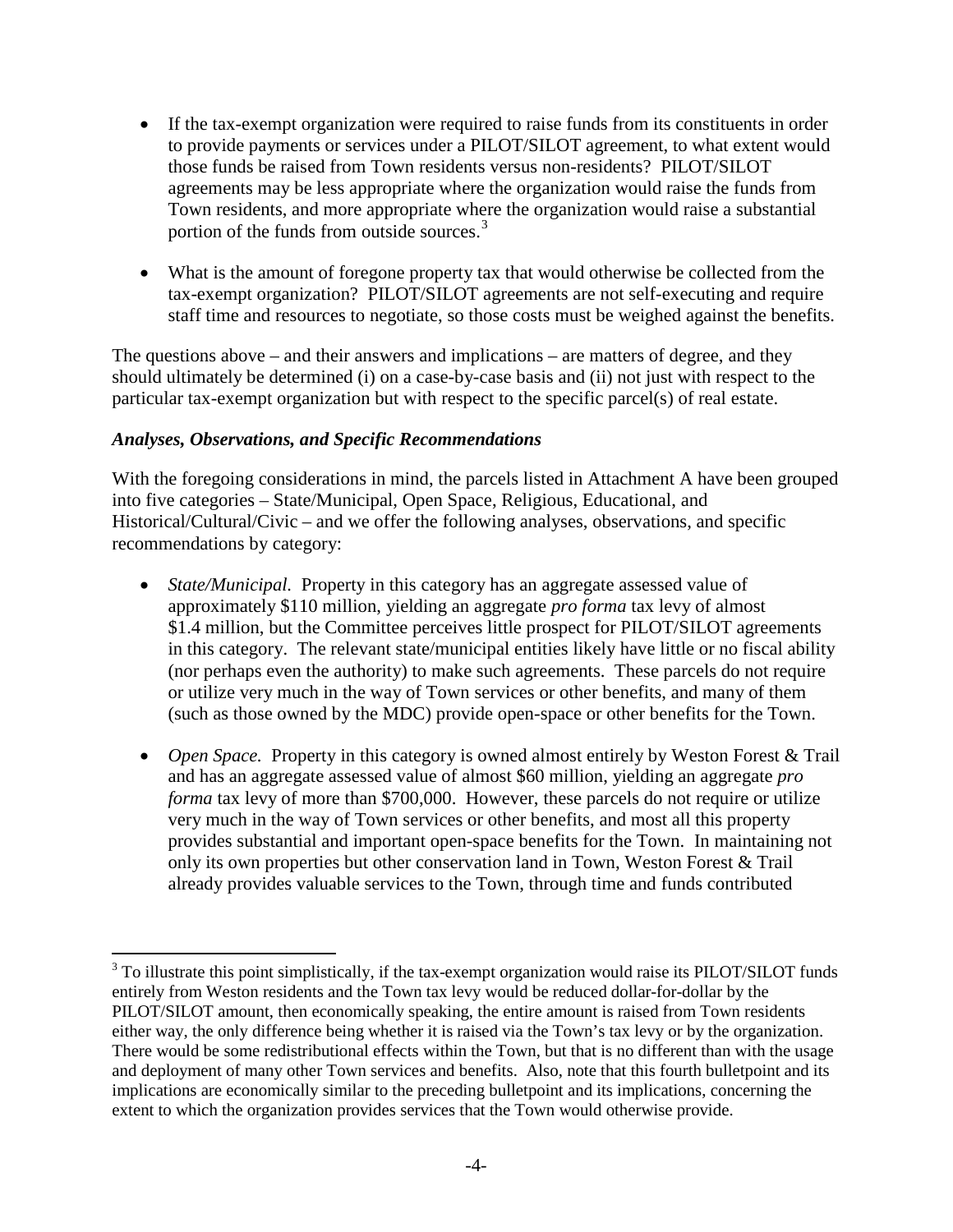- If the tax-exempt organization were required to raise funds from its constituents in order to provide payments or services under a PILOT/SILOT agreement, to what extent would those funds be raised from Town residents versus non-residents? PILOT/SILOT agreements may be less appropriate where the organization would raise the funds from Town residents, and more appropriate where the organization would raise a substantial portion of the funds from outside sources.[3]

- What is the amount of foregone property tax that would otherwise be collected from the tax-exempt organization? PILOT/SILOT agreements are not self-executing and require staff time and resources to negotiate, so those costs must be weighed against the benefits.

The questions above – and their answers and implications – are matters of degree, and they should ultimately be determined (i) on a case-by-case basis and (ii) not just with respect to the particular tax-exempt organization but with respect to the specific parcel(s) of real estate.

***Analyses, Observations, and Specific Recommendations***

With the foregoing considerations in mind, the parcels listed in Attachment A have been grouped into five categories – State/Municipal, Open Space, Religious, Educational, and Historical/Cultural/Civic – and we offer the following analyses, observations, and specific recommendations by category:

- *State/Municipal.* Property in this category has an aggregate assessed value of approximately \$110 million, yielding an aggregate *pro forma* tax levy of almost \$1.4 million, but the Committee perceives little prospect for PILOT/SILOT agreements in this category. The relevant state/municipal entities likely have little or no fiscal ability (nor perhaps even the authority) to make such agreements. These parcels do not require or utilize very much in the way of Town services or other benefits, and many of them (such as those owned by the MDC) provide open-space or other benefits for the Town.

- *Open Space.* Property in this category is owned almost entirely by Weston Forest & Trail and has an aggregate assessed value of almost \$60 million, yielding an aggregate *pro forma* tax levy of more than \$700,000. However, these parcels do not require or utilize very much in the way of Town services or other benefits, and most all this property provides substantial and important open-space benefits for the Town. In maintaining not only its own properties but other conservation land in Town, Weston Forest & Trail already provides valuable services to the Town, through time and funds contributed

[3] To illustrate this point simplistically, if the tax-exempt organization would raise its PILOT/SILOT funds entirely from Weston residents and the Town tax levy would be reduced dollar-for-dollar by the PILOT/SILOT amount, then economically speaking, the entire amount is raised from Town residents either way, the only difference being whether it is raised via the Town's tax levy or by the organization. There would be some redistributional effects within the Town, but that is no different than with the usage and deployment of many other Town services and benefits. Also, note that this fourth bulletpoint and its implications are economically similar to the preceding bulletpoint and its implications, concerning the extent to which the organization provides services that the Town would otherwise provide.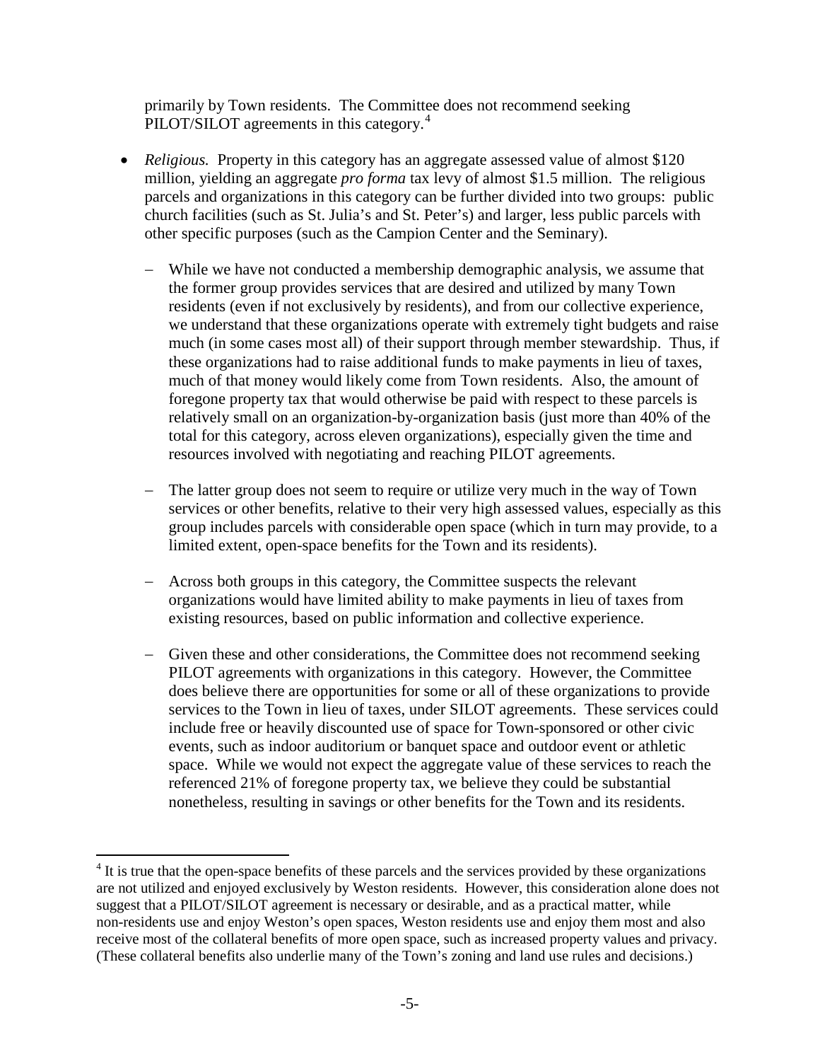primarily by Town residents. The Committee does not recommend seeking PILOT/SILOT agreements in this category.[4]

- *Religious.* Property in this category has an aggregate assessed value of almost $120 million, yielding an aggregate *pro forma* tax levy of almost $1.5 million. The religious parcels and organizations in this category can be further divided into two groups: public church facilities (such as St. Julia's and St. Peter's) and larger, less public parcels with other specific purposes (such as the Campion Center and the Seminary).
  - While we have not conducted a membership demographic analysis, we assume that the former group provides services that are desired and utilized by many Town residents (even if not exclusively by residents), and from our collective experience, we understand that these organizations operate with extremely tight budgets and raise much (in some cases most all) of their support through member stewardship. Thus, if these organizations had to raise additional funds to make payments in lieu of taxes, much of that money would likely come from Town residents. Also, the amount of foregone property tax that would otherwise be paid with respect to these parcels is relatively small on an organization-by-organization basis (just more than 40% of the total for this category, across eleven organizations), especially given the time and resources involved with negotiating and reaching PILOT agreements.
  - The latter group does not seem to require or utilize very much in the way of Town services or other benefits, relative to their very high assessed values, especially as this group includes parcels with considerable open space (which in turn may provide, to a limited extent, open-space benefits for the Town and its residents).
  - Across both groups in this category, the Committee suspects the relevant organizations would have limited ability to make payments in lieu of taxes from existing resources, based on public information and collective experience.
  - Given these and other considerations, the Committee does not recommend seeking PILOT agreements with organizations in this category. However, the Committee does believe there are opportunities for some or all of these organizations to provide services to the Town in lieu of taxes, under SILOT agreements. These services could include free or heavily discounted use of space for Town-sponsored or other civic events, such as indoor auditorium or banquet space and outdoor event or athletic space. While we would not expect the aggregate value of these services to reach the referenced 21% of foregone property tax, we believe they could be substantial nonetheless, resulting in savings or other benefits for the Town and its residents.

[4] It is true that the open-space benefits of these parcels and the services provided by these organizations are not utilized and enjoyed exclusively by Weston residents. However, this consideration alone does not suggest that a PILOT/SILOT agreement is necessary or desirable, and as a practical matter, while non-residents use and enjoy Weston's open spaces, Weston residents use and enjoy them most and also receive most of the collateral benefits of more open space, such as increased property values and privacy. (These collateral benefits also underlie many of the Town's zoning and land use rules and decisions.)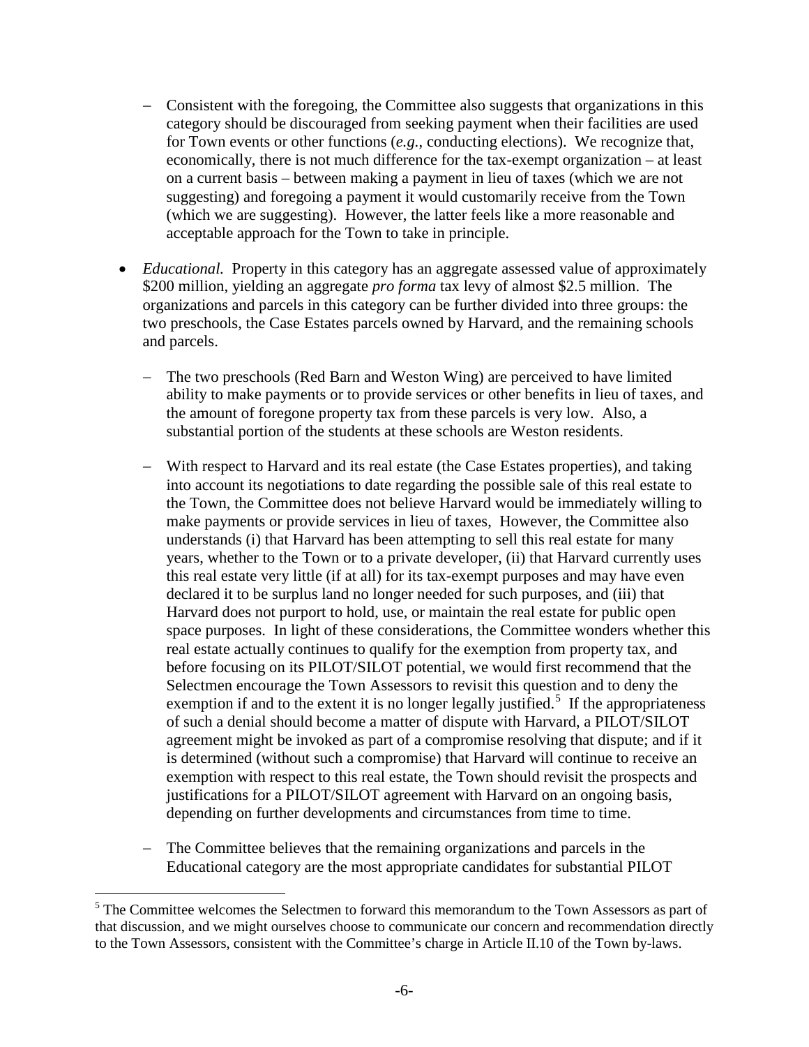- Consistent with the foregoing, the Committee also suggests that organizations in this category should be discouraged from seeking payment when their facilities are used for Town events or other functions (*e.g.*, conducting elections). We recognize that, economically, there is not much difference for the tax-exempt organization – at least on a current basis – between making a payment in lieu of taxes (which we are not suggesting) and foregoing a payment it would customarily receive from the Town (which we are suggesting). However, the latter feels like a more reasonable and acceptable approach for the Town to take in principle.

- *Educational.* Property in this category has an aggregate assessed value of approximately \$200 million, yielding an aggregate *pro forma* tax levy of almost \$2.5 million. The organizations and parcels in this category can be further divided into three groups: the two preschools, the Case Estates parcels owned by Harvard, and the remaining schools and parcels.

  - The two preschools (Red Barn and Weston Wing) are perceived to have limited ability to make payments or to provide services or other benefits in lieu of taxes, and the amount of foregone property tax from these parcels is very low. Also, a substantial portion of the students at these schools are Weston residents.

  - With respect to Harvard and its real estate (the Case Estates properties), and taking into account its negotiations to date regarding the possible sale of this real estate to the Town, the Committee does not believe Harvard would be immediately willing to make payments or provide services in lieu of taxes, However, the Committee also understands (i) that Harvard has been attempting to sell this real estate for many years, whether to the Town or to a private developer, (ii) that Harvard currently uses this real estate very little (if at all) for its tax-exempt purposes and may have even declared it to be surplus land no longer needed for such purposes, and (iii) that Harvard does not purport to hold, use, or maintain the real estate for public open space purposes. In light of these considerations, the Committee wonders whether this real estate actually continues to qualify for the exemption from property tax, and before focusing on its PILOT/SILOT potential, we would first recommend that the Selectmen encourage the Town Assessors to revisit this question and to deny the exemption if and to the extent it is no longer legally justified.[5] If the appropriateness of such a denial should become a matter of dispute with Harvard, a PILOT/SILOT agreement might be invoked as part of a compromise resolving that dispute; and if it is determined (without such a compromise) that Harvard will continue to receive an exemption with respect to this real estate, the Town should revisit the prospects and justifications for a PILOT/SILOT agreement with Harvard on an ongoing basis, depending on further developments and circumstances from time to time.

  - The Committee believes that the remaining organizations and parcels in the Educational category are the most appropriate candidates for substantial PILOT

[5] The Committee welcomes the Selectmen to forward this memorandum to the Town Assessors as part of that discussion, and we might ourselves choose to communicate our concern and recommendation directly to the Town Assessors, consistent with the Committee's charge in Article II.10 of the Town by-laws.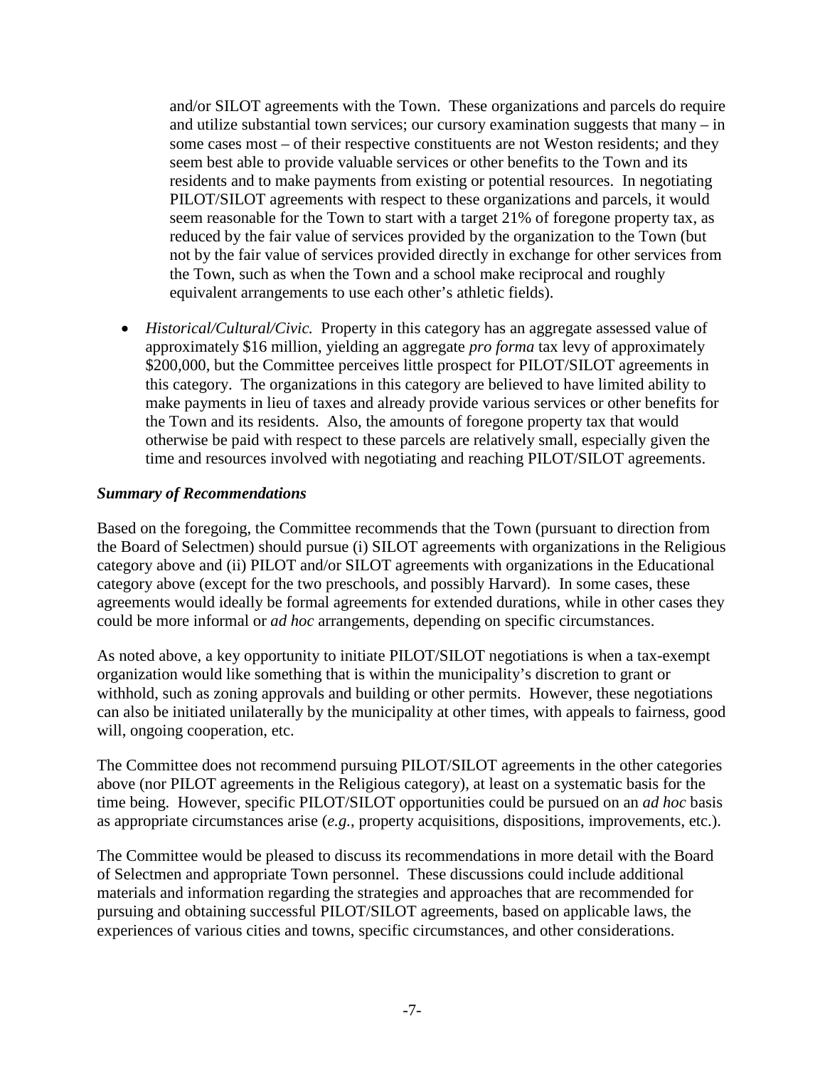and/or SILOT agreements with the Town. These organizations and parcels do require and utilize substantial town services; our cursory examination suggests that many – in some cases most – of their respective constituents are not Weston residents; and they seem best able to provide valuable services or other benefits to the Town and its residents and to make payments from existing or potential resources. In negotiating PILOT/SILOT agreements with respect to these organizations and parcels, it would seem reasonable for the Town to start with a target 21% of foregone property tax, as reduced by the fair value of services provided by the organization to the Town (but not by the fair value of services provided directly in exchange for other services from the Town, such as when the Town and a school make reciprocal and roughly equivalent arrangements to use each other's athletic fields).

- *Historical/Cultural/Civic.* Property in this category has an aggregate assessed value of approximately $16 million, yielding an aggregate *pro forma* tax levy of approximately $200,000, but the Committee perceives little prospect for PILOT/SILOT agreements in this category. The organizations in this category are believed to have limited ability to make payments in lieu of taxes and already provide various services or other benefits for the Town and its residents. Also, the amounts of foregone property tax that would otherwise be paid with respect to these parcels are relatively small, especially given the time and resources involved with negotiating and reaching PILOT/SILOT agreements.

***Summary of Recommendations***

Based on the foregoing, the Committee recommends that the Town (pursuant to direction from the Board of Selectmen) should pursue (i) SILOT agreements with organizations in the Religious category above and (ii) PILOT and/or SILOT agreements with organizations in the Educational category above (except for the two preschools, and possibly Harvard). In some cases, these agreements would ideally be formal agreements for extended durations, while in other cases they could be more informal or *ad hoc* arrangements, depending on specific circumstances.

As noted above, a key opportunity to initiate PILOT/SILOT negotiations is when a tax-exempt organization would like something that is within the municipality's discretion to grant or withhold, such as zoning approvals and building or other permits. However, these negotiations can also be initiated unilaterally by the municipality at other times, with appeals to fairness, good will, ongoing cooperation, etc.

The Committee does not recommend pursuing PILOT/SILOT agreements in the other categories above (nor PILOT agreements in the Religious category), at least on a systematic basis for the time being. However, specific PILOT/SILOT opportunities could be pursued on an *ad hoc* basis as appropriate circumstances arise (*e.g.*, property acquisitions, dispositions, improvements, etc.).

The Committee would be pleased to discuss its recommendations in more detail with the Board of Selectmen and appropriate Town personnel. These discussions could include additional materials and information regarding the strategies and approaches that are recommended for pursuing and obtaining successful PILOT/SILOT agreements, based on applicable laws, the experiences of various cities and towns, specific circumstances, and other considerations.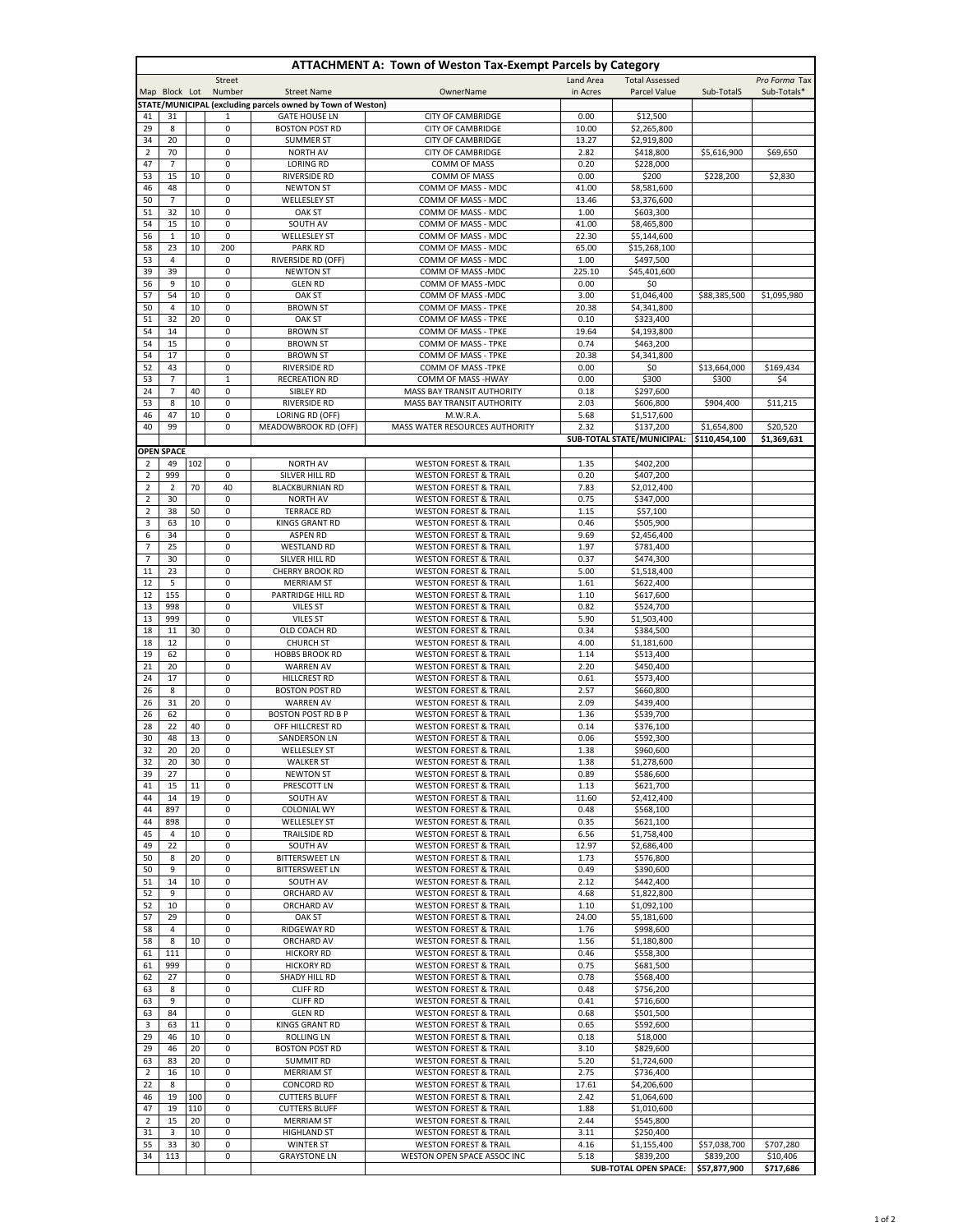# ATTACHMENT A: Town of Weston Tax-Exempt Parcels by Category

| Map | Block | Lot | Street Number | Street Name | OwnerName | Land Area in Acres | Total Assessed Parcel Value | Sub-TotalS | *Pro Forma* Tax Sub-Totals* |
|---|---|---|---|---|---|---|---|---|---|
| **STATE/MUNICIPAL (excluding parcels owned by Town of Weston)** | | | | | | | | | |
| 41 | 31 | | 1 | GATE HOUSE LN | CITY OF CAMBRIDGE | 0.00 | $12,500 | | |
| 29 | 8 | | 0 | BOSTON POST RD | CITY OF CAMBRIDGE | 10.00 | $2,265,800 | | |
| 34 | 20 | | 0 | SUMMER ST | CITY OF CAMBRIDGE | 13.27 | $2,919,800 | | |
| 2 | 70 | | 0 | NORTH AV | CITY OF CAMBRIDGE | 2.82 | $418,800 | $5,616,900 | $69,650 |
| 47 | 7 | | 0 | LORING RD | COMM OF MASS | 0.20 | $228,000 | | |
| 53 | 15 | 10 | 0 | RIVERSIDE RD | COMM OF MASS | 0.00 | $200 | $228,200 | $2,830 |
| 46 | 48 | | 0 | NEWTON ST | COMM OF MASS - MDC | 41.00 | $8,581,600 | | |
| 50 | 7 | | 0 | WELLESLEY ST | COMM OF MASS - MDC | 13.46 | $3,376,600 | | |
| 51 | 32 | 10 | 0 | OAK ST | COMM OF MASS - MDC | 1.00 | $603,300 | | |
| 54 | 15 | 10 | 0 | SOUTH AV | COMM OF MASS - MDC | 41.00 | $8,465,800 | | |
| 56 | 1 | 10 | 0 | WELLESLEY ST | COMM OF MASS - MDC | 22.30 | $5,144,600 | | |
| 58 | 23 | 10 | 200 | PARK RD | COMM OF MASS - MDC | 65.00 | $15,268,100 | | |
| 53 | 4 | | 0 | RIVERSIDE RD (OFF) | COMM OF MASS - MDC | 1.00 | $497,500 | | |
| 39 | 39 | | 0 | NEWTON ST | COMM OF MASS -MDC | 225.10 | $45,401,600 | | |
| 56 | 9 | 10 | 0 | GLEN RD | COMM OF MASS -MDC | 0.00 | $0 | | |
| 57 | 54 | 10 | 0 | OAK ST | COMM OF MASS -MDC | 3.00 | $1,046,400 | $88,385,500 | $1,095,980 |
| 50 | 4 | 10 | 0 | BROWN ST | COMM OF MASS - TPKE | 20.38 | $4,341,800 | | |
| 51 | 32 | 20 | 0 | OAK ST | COMM OF MASS - TPKE | 0.10 | $323,400 | | |
| 54 | 14 | | 0 | BROWN ST | COMM OF MASS - TPKE | 19.64 | $4,193,800 | | |
| 54 | 15 | | 0 | BROWN ST | COMM OF MASS - TPKE | 0.74 | $463,200 | | |
| 54 | 17 | | 0 | BROWN ST | COMM OF MASS - TPKE | 20.38 | $4,341,800 | | |
| 52 | 43 | | 0 | RIVERSIDE RD | COMM OF MASS -TPKE | 0.00 | $0 | $13,664,000 | $169,434 |
| 53 | 7 | | 1 | RECREATION RD | COMM OF MASS -HWAY | 0.00 | $300 | $300 | $4 |
| 24 | 7 | 40 | 0 | SIBLEY RD | MASS BAY TRANSIT AUTHORITY | 0.18 | $297,600 | | |
| 53 | 8 | 10 | 0 | RIVERSIDE RD | MASS BAY TRANSIT AUTHORITY | 2.03 | $606,800 | $904,400 | $11,215 |
| 46 | 47 | 10 | 0 | LORING RD (OFF) | M.W.R.A. | 5.68 | $1,517,600 | | |
| 40 | 99 | | 0 | MEADOWBROOK RD (OFF) | MASS WATER RESOURCES AUTHORITY | 2.32 | $137,200 | $1,654,800 | $20,520 |
| | | | | | | SUB-TOTAL STATE/MUNICIPAL: | | $110,454,100 | $1,369,631 |
| **OPEN SPACE** | | | | | | | | | |
| 2 | 49 | 102 | 0 | NORTH AV | WESTON FOREST & TRAIL | 1.35 | $402,200 | | |
| 2 | 999 | | 0 | SILVER HILL RD | WESTON FOREST & TRAIL | 0.20 | $407,200 | | |
| 2 | 2 | 70 | 40 | BLACKBURNIAN RD | WESTON FOREST & TRAIL | 7.83 | $2,012,400 | | |
| 2 | 30 | | 0 | NORTH AV | WESTON FOREST & TRAIL | 0.75 | $347,000 | | |
| 2 | 38 | 50 | 0 | TERRACE RD | WESTON FOREST & TRAIL | 1.15 | $57,100 | | |
| 3 | 63 | 10 | 0 | KINGS GRANT RD | WESTON FOREST & TRAIL | 0.46 | $505,900 | | |
| 6 | 34 | | 0 | ASPEN RD | WESTON FOREST & TRAIL | 9.69 | $2,456,400 | | |
| 7 | 25 | | 0 | WESTLAND RD | WESTON FOREST & TRAIL | 1.97 | $781,400 | | |
| 7 | 30 | | 0 | SILVER HILL RD | WESTON FOREST & TRAIL | 0.37 | $474,300 | | |
| 11 | 23 | | 0 | CHERRY BROOK RD | WESTON FOREST & TRAIL | 5.00 | $1,518,400 | | |
| 12 | 5 | | 0 | MERRIAM ST | WESTON FOREST & TRAIL | 1.61 | $622,400 | | |
| 12 | 155 | | 0 | PARTRIDGE HILL RD | WESTON FOREST & TRAIL | 1.10 | $617,600 | | |
| 13 | 998 | | 0 | VILES ST | WESTON FOREST & TRAIL | 0.82 | $524,700 | | |
| 13 | 999 | | 0 | VILES ST | WESTON FOREST & TRAIL | 5.90 | $1,503,400 | | |
| 18 | 11 | 30 | 0 | OLD COACH RD | WESTON FOREST & TRAIL | 0.34 | $384,500 | | |
| 18 | 12 | | 0 | CHURCH ST | WESTON FOREST & TRAIL | 4.00 | $1,181,600 | | |
| 19 | 62 | | 0 | HOBBS BROOK RD | WESTON FOREST & TRAIL | 1.14 | $513,400 | | |
| 21 | 20 | | 0 | WARREN AV | WESTON FOREST & TRAIL | 2.20 | $450,400 | | |
| 24 | 17 | | 0 | HILLCREST RD | WESTON FOREST & TRAIL | 0.61 | $573,400 | | |
| 26 | 8 | | 0 | BOSTON POST RD | WESTON FOREST & TRAIL | 2.57 | $660,800 | | |
| 26 | 31 | 20 | 0 | WARREN AV | WESTON FOREST & TRAIL | 2.09 | $439,400 | | |
| 26 | 62 | | 0 | BOSTON POST RD B P | WESTON FOREST & TRAIL | 1.36 | $539,700 | | |
| 28 | 22 | 40 | 0 | OFF HILLCREST RD | WESTON FOREST & TRAIL | 0.14 | $376,100 | | |
| 30 | 48 | 13 | 0 | SANDERSON LN | WESTON FOREST & TRAIL | 0.06 | $592,300 | | |
| 32 | 20 | 20 | 0 | WELLESLEY ST | WESTON FOREST & TRAIL | 1.38 | $960,600 | | |
| 32 | 20 | 30 | 0 | WALKER ST | WESTON FOREST & TRAIL | 1.38 | $1,278,600 | | |
| 39 | 27 | | 0 | NEWTON ST | WESTON FOREST & TRAIL | 0.89 | $586,600 | | |
| 41 | 15 | 11 | 0 | PRESCOTT LN | WESTON FOREST & TRAIL | 1.13 | $621,700 | | |
| 44 | 14 | 19 | 0 | SOUTH AV | WESTON FOREST & TRAIL | 11.60 | $2,412,400 | | |
| 44 | 897 | | 0 | COLONIAL WY | WESTON FOREST & TRAIL | 0.48 | $568,100 | | |
| 44 | 898 | | 0 | WELLESLEY ST | WESTON FOREST & TRAIL | 0.35 | $621,100 | | |
| 45 | 4 | 10 | 0 | TRAILSIDE RD | WESTON FOREST & TRAIL | 6.56 | $1,758,400 | | |
| 49 | 22 | | 0 | SOUTH AV | WESTON FOREST & TRAIL | 12.97 | $2,686,400 | | |
| 50 | 8 | 20 | 0 | BITTERSWEET LN | WESTON FOREST & TRAIL | 1.73 | $576,800 | | |
| 50 | 9 | | 0 | BITTERSWEET LN | WESTON FOREST & TRAIL | 0.49 | $390,600 | | |
| 51 | 14 | 10 | 0 | SOUTH AV | WESTON FOREST & TRAIL | 2.12 | $442,400 | | |
| 52 | 9 | | 0 | ORCHARD AV | WESTON FOREST & TRAIL | 4.68 | $1,822,800 | | |
| 52 | 10 | | 0 | ORCHARD AV | WESTON FOREST & TRAIL | 1.10 | $1,092,100 | | |
| 57 | 29 | | 0 | OAK ST | WESTON FOREST & TRAIL | 24.00 | $5,181,600 | | |
| 58 | 4 | | 0 | RIDGEWAY RD | WESTON FOREST & TRAIL | 1.76 | $998,600 | | |
| 58 | 8 | 10 | 0 | ORCHARD AV | WESTON FOREST & TRAIL | 1.56 | $1,180,800 | | |
| 61 | 111 | | 0 | HICKORY RD | WESTON FOREST & TRAIL | 0.46 | $558,300 | | |
| 61 | 999 | | 0 | HICKORY RD | WESTON FOREST & TRAIL | 0.75 | $681,500 | | |
| 62 | 27 | | 0 | SHADY HILL RD | WESTON FOREST & TRAIL | 0.78 | $568,400 | | |
| 63 | 8 | | 0 | CLIFF RD | WESTON FOREST & TRAIL | 0.48 | $756,200 | | |
| 63 | 9 | | 0 | CLIFF RD | WESTON FOREST & TRAIL | 0.41 | $716,600 | | |
| 63 | 84 | | 0 | GLEN RD | WESTON FOREST & TRAIL | 0.68 | $501,500 | | |
| 3 | 63 | 11 | 0 | KINGS GRANT RD | WESTON FOREST & TRAIL | 0.65 | $592,600 | | |
| 29 | 46 | 10 | 0 | ROLLING LN | WESTON FOREST & TRAIL | 0.18 | $18,000 | | |
| 29 | 46 | 20 | 0 | BOSTON POST RD | WESTON FOREST & TRAIL | 3.10 | $829,600 | | |
| 63 | 83 | 20 | 0 | SUMMIT RD | WESTON FOREST & TRAIL | 5.20 | $1,724,600 | | |
| 2 | 16 | 10 | 0 | MERRIAM ST | WESTON FOREST & TRAIL | 2.75 | $736,400 | | |
| 22 | 8 | | 0 | CONCORD RD | WESTON FOREST & TRAIL | 17.61 | $4,206,600 | | |
| 46 | 19 | 100 | 0 | CUTTERS BLUFF | WESTON FOREST & TRAIL | 2.42 | $1,064,600 | | |
| 47 | 19 | 110 | 0 | CUTTERS BLUFF | WESTON FOREST & TRAIL | 1.88 | $1,010,600 | | |
| 2 | 15 | 20 | 0 | MERRIAM ST | WESTON FOREST & TRAIL | 2.44 | $545,800 | | |
| 31 | 3 | 10 | 0 | HIGHLAND ST | WESTON FOREST & TRAIL | 3.11 | $250,400 | | |
| 55 | 33 | 30 | 0 | WINTER ST | WESTON FOREST & TRAIL | 4.16 | $1,155,400 | $57,038,700 | $707,280 |
| 34 | 113 | | 0 | GRAYSTONE LN | WESTON OPEN SPACE ASSOC INC | 5.18 | $839,200 | $839,200 | $10,406 |
| | | | | | | SUB-TOTAL OPEN SPACE: | | $57,877,900 | $717,686 |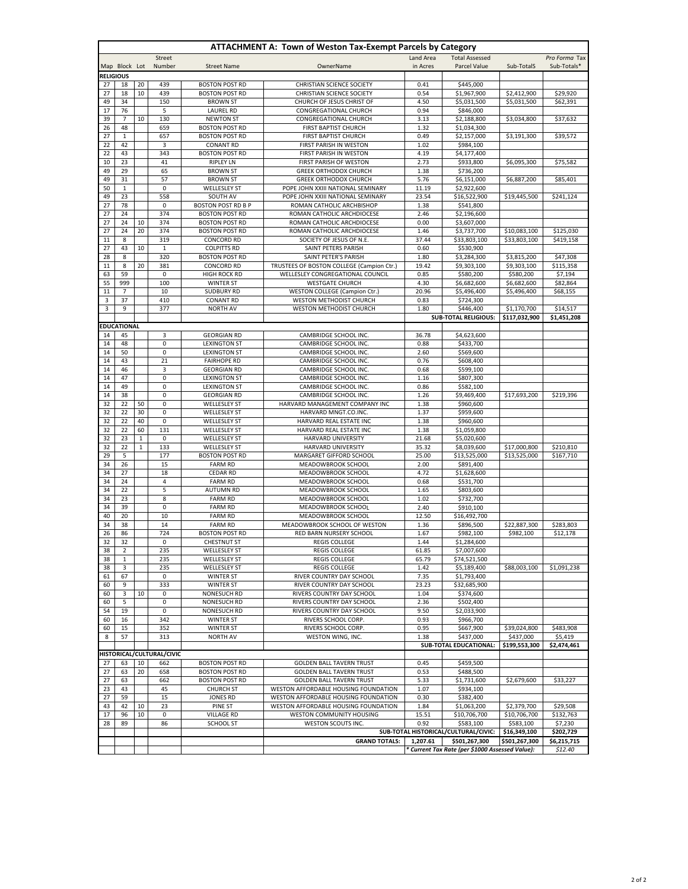# ATTACHMENT A: Town of Weston Tax-Exempt Parcels by Category

| Map | Block | Lot | Street Number | Street Name | OwnerName | Land Area in Acres | Total Assessed Parcel Value | Sub-TotalS | *Pro Forma* Tax Sub-Totals* |
|---|---|---|---|---|---|---|---|---|---|
| **RELIGIOUS** | | | | | | | | | |
| 27 | 18 | 20 | 439 | BOSTON POST RD | CHRISTIAN SCIENCE SOCIETY | 0.41 | $445,000 | | |
| 27 | 18 | 10 | 439 | BOSTON POST RD | CHRISTIAN SCIENCE SOCIETY | 0.54 | $1,967,900 | $2,412,900 | $29,920 |
| 49 | 34 | | 150 | BROWN ST | CHURCH OF JESUS CHRIST OF | 4.50 | $5,031,500 | $5,031,500 | $62,391 |
| 17 | 76 | | 5 | LAUREL RD | CONGREGATIONAL CHURCH | 0.94 | $846,000 | | |
| 39 | 7 | 10 | 130 | NEWTON ST | CONGREGATIONAL CHURCH | 3.13 | $2,188,800 | $3,034,800 | $37,632 |
| 26 | 48 | | 659 | BOSTON POST RD | FIRST BAPTIST CHURCH | 1.32 | $1,034,300 | | |
| 27 | 1 | | 657 | BOSTON POST RD | FIRST BAPTIST CHURCH | 0.49 | $2,157,000 | $3,191,300 | $39,572 |
| 22 | 42 | | 3 | CONANT RD | FIRST PARISH IN WESTON | 1.02 | $984,100 | | |
| 22 | 43 | | 343 | BOSTON POST RD | FIRST PARISH IN WESTON | 4.19 | $4,177,400 | | |
| 10 | 23 | | 41 | RIPLEY LN | FIRST PARISH OF WESTON | 2.73 | $933,800 | $6,095,300 | $75,582 |
| 49 | 29 | | 65 | BROWN ST | GREEK ORTHODOX CHURCH | 1.38 | $736,200 | | |
| 49 | 31 | | 57 | BROWN ST | GREEK ORTHODOX CHURCH | 5.76 | $6,151,000 | $6,887,200 | $85,401 |
| 50 | 1 | | 0 | WELLESLEY ST | POPE JOHN XXIII NATIONAL SEMINARY | 11.19 | $2,922,600 | | |
| 49 | 23 | | 558 | SOUTH AV | POPE JOHN XXIII NATIONAL SEMINARY | 23.54 | $16,522,900 | $19,445,500 | $241,124 |
| 27 | 78 | | 0 | BOSTON POST RD B P | ROMAN CATHOLIC ARCHBISHOP | 1.38 | $541,800 | | |
| 27 | 24 | | 374 | BOSTON POST RD | ROMAN CATHOLIC ARCHDIOCESE | 2.46 | $2,196,600 | | |
| 27 | 24 | 10 | 374 | BOSTON POST RD | ROMAN CATHOLIC ARCHDIOCESE | 0.00 | $3,607,000 | | |
| 27 | 24 | 20 | 374 | BOSTON POST RD | ROMAN CATHOLIC ARCHDIOCESE | 1.46 | $3,737,700 | $10,083,100 | $125,030 |
| 11 | 8 | | 319 | CONCORD RD | SOCIETY OF JESUS OF N.E. | 37.44 | $33,803,100 | $33,803,100 | $419,158 |
| 27 | 43 | 10 | 1 | COLPITTS RD | SAINT PETERS PARISH | 0.60 | $530,900 | | |
| 28 | 8 | | 320 | BOSTON POST RD | SAINT PETER'S PARISH | 1.80 | $3,284,300 | $3,815,200 | $47,308 |
| 11 | 8 | 20 | 381 | CONCORD RD | TRUSTEES OF BOSTON COLLEGE (Campion Ctr.) | 19.42 | $9,303,100 | $9,303,100 | $115,358 |
| 63 | 59 | | 0 | HIGH ROCK RD | WELLESLEY CONGREGATIONAL COUNCIL | 0.85 | $580,200 | $580,200 | $7,194 |
| 55 | 999 | | 100 | WINTER ST | WESTGATE CHURCH | 4.30 | $6,682,600 | $6,682,600 | $82,864 |
| 11 | 7 | | 10 | SUDBURY RD | WESTON COLLEGE (Campion Ctr.) | 20.96 | $5,496,400 | $5,496,400 | $68,155 |
| 3 | 37 | | 410 | CONANT RD | WESTON METHODIST CHURCH | 0.83 | $724,300 | | |
| 3 | 9 | | 377 | NORTH AV | WESTON METHODIST CHURCH | 1.80 | $446,400 | $1,170,700 | $14,517 |
| | | | | | | | **SUB-TOTAL RELIGIOUS:** | **$117,032,900** | **$1,451,208** |
| **EDUCATIONAL** | | | | | | | | | |
| 14 | 45 | | 3 | GEORGIAN RD | CAMBRIDGE SCHOOL INC. | 36.78 | $4,623,600 | | |
| 14 | 48 | | 0 | LEXINGTON ST | CAMBRIDGE SCHOOL INC. | 0.88 | $433,700 | | |
| 14 | 50 | | 0 | LEXINGTON ST | CAMBRIDGE SCHOOL INC. | 2.60 | $569,600 | | |
| 14 | 43 | | 21 | FAIRHOPE RD | CAMBRIDGE SCHOOL INC. | 0.76 | $608,400 | | |
| 14 | 46 | | 3 | GEORGIAN RD | CAMBRIDGE SCHOOL INC. | 0.68 | $599,100 | | |
| 14 | 47 | | 0 | LEXINGTON ST | CAMBRIDGE SCHOOL INC. | 1.16 | $807,300 | | |
| 14 | 49 | | 0 | LEXINGTON ST | CAMBRIDGE SCHOOL INC. | 0.86 | $582,100 | | |
| 14 | 38 | | 0 | GEORGIAN RD | CAMBRIDGE SCHOOL INC. | 1.26 | $9,469,400 | $17,693,200 | $219,396 |
| 32 | 22 | 50 | 0 | WELLESLEY ST | HARVARD MANAGEMENT COMPANY INC | 1.38 | $960,600 | | |
| 32 | 22 | 30 | 0 | WELLESLEY ST | HARVARD MNGT.CO.INC. | 1.37 | $959,600 | | |
| 32 | 22 | 40 | 0 | WELLESLEY ST | HARVARD REAL ESTATE INC | 1.38 | $960,600 | | |
| 32 | 22 | 60 | 131 | WELLESLEY ST | HARVARD REAL ESTATE INC | 1.38 | $1,059,800 | | |
| 32 | 23 | 1 | 0 | WELLESLEY ST | HARVARD UNIVERSITY | 21.68 | $5,020,600 | | |
| 32 | 22 | 1 | 133 | WELLESLEY ST | HARVARD UNIVERSITY | 35.32 | $8,039,600 | $17,000,800 | $210,810 |
| 29 | 5 | | 177 | BOSTON POST RD | MARGARET GIFFORD SCHOOL | 25.00 | $13,525,000 | $13,525,000 | $167,710 |
| 34 | 26 | | 15 | FARM RD | MEADOWBROOK SCHOOL | 2.00 | $891,400 | | |
| 34 | 27 | | 18 | CEDAR RD | MEADOWBROOK SCHOOL | 4.72 | $1,628,600 | | |
| 34 | 24 | | 4 | FARM RD | MEADOWBROOK SCHOOL | 0.68 | $531,700 | | |
| 34 | 22 | | 5 | AUTUMN RD | MEADOWBROOK SCHOOL | 1.65 | $803,600 | | |
| 34 | 23 | | 8 | FARM RD | MEADOWBROOK SCHOOL | 1.02 | $732,700 | | |
| 34 | 39 | | 0 | FARM RD | MEADOWBROOK SCHOOL | 2.40 | $910,100 | | |
| 40 | 20 | | 10 | FARM RD | MEADOWBROOK SCHOOL | 12.50 | $16,492,700 | | |
| 34 | 38 | | 14 | FARM RD | MEADOWBROOK SCHOOL OF WESTON | 1.36 | $896,500 | $22,887,300 | $283,803 |
| 26 | 86 | | 724 | BOSTON POST RD | RED BARN NURSERY SCHOOL | 1.67 | $982,100 | $982,100 | $12,178 |
| 32 | 32 | | 0 | CHESTNUT ST | REGIS COLLEGE | 1.44 | $1,284,600 | | |
| 38 | 2 | | 235 | WELLESLEY ST | REGIS COLLEGE | 61.85 | $7,007,600 | | |
| 38 | 1 | | 235 | WELLESLEY ST | REGIS COLLEGE | 65.79 | $74,521,500 | | |
| 38 | 3 | | 235 | WELLESLEY ST | REGIS COLLEGE | 1.42 | $5,189,400 | $88,003,100 | $1,091,238 |
| 61 | 67 | | 0 | WINTER ST | RIVER COUNTRY DAY SCHOOL | 7.35 | $1,793,400 | | |
| 60 | 9 | | 333 | WINTER ST | RIVER COUNTRY DAY SCHOOL | 23.23 | $32,685,900 | | |
| 60 | 3 | 10 | 0 | NONESUCH RD | RIVERS COUNTRY DAY SCHOOL | 1.04 | $374,600 | | |
| 60 | 5 | | 0 | NONESUCH RD | RIVERS COUNTRY DAY SCHOOL | 2.36 | $502,400 | | |
| 54 | 19 | | 0 | NONESUCH RD | RIVERS COUNTRY DAY SCHOOL | 9.50 | $2,033,900 | | |
| 60 | 16 | | 342 | WINTER ST | RIVERS SCHOOL CORP. | 0.93 | $966,700 | | |
| 60 | 15 | | 352 | WINTER ST | RIVERS SCHOOL CORP. | 0.95 | $667,900 | $39,024,800 | $483,908 |
| 8 | 57 | | 313 | NORTH AV | WESTON WING, INC. | 1.38 | $437,000 | $437,000 | $5,419 |
| | | | | | | | **SUB-TOTAL EDUCATIONAL:** | **$199,553,300** | **$2,474,461** |
| **HISTORICAL/CULTURAL/CIVIC** | | | | | | | | | |
| 27 | 63 | 10 | 662 | BOSTON POST RD | GOLDEN BALL TAVERN TRUST | 0.45 | $459,500 | | |
| 27 | 63 | 20 | 658 | BOSTON POST RD | GOLDEN BALL TAVERN TRUST | 0.53 | $488,500 | | |
| 27 | 63 | | 662 | BOSTON POST RD | GOLDEN BALL TAVERN TRUST | 5.33 | $1,731,600 | $2,679,600 | $33,227 |
| 23 | 43 | | 45 | CHURCH ST | WESTON AFFORDABLE HOUSING FOUNDATION | 1.07 | $934,100 | | |
| 27 | 59 | | 15 | JONES RD | WESTON AFFORDABLE HOUSING FOUNDATION | 0.30 | $382,400 | | |
| 43 | 42 | 10 | 23 | PINE ST | WESTON AFFORDABLE HOUSING FOUNDATION | 1.84 | $1,063,200 | $2,379,700 | $29,508 |
| 17 | 96 | 10 | 0 | VILLAGE RD | WESTON COMMUNITY HOUSING | 15.51 | $10,706,700 | $10,706,700 | $132,763 |
| 28 | 89 | | 86 | SCHOOL ST | WESTON SCOUTS INC. | 0.92 | $583,100 | $583,100 | $7,230 |
| | | | | | | | **SUB-TOTAL HISTORICAL/CULTURAL/CIVIC:** | **$16,349,100** | **$202,729** |
| | | | | | **GRAND TOTALS:** | **1,207.61** | **$501,267,300** | **$501,267,300** | **$6,215,715** |
| | | | | | | | *\* Current Tax Rate (per $1000 Assessed Value):* | | *$12.40* |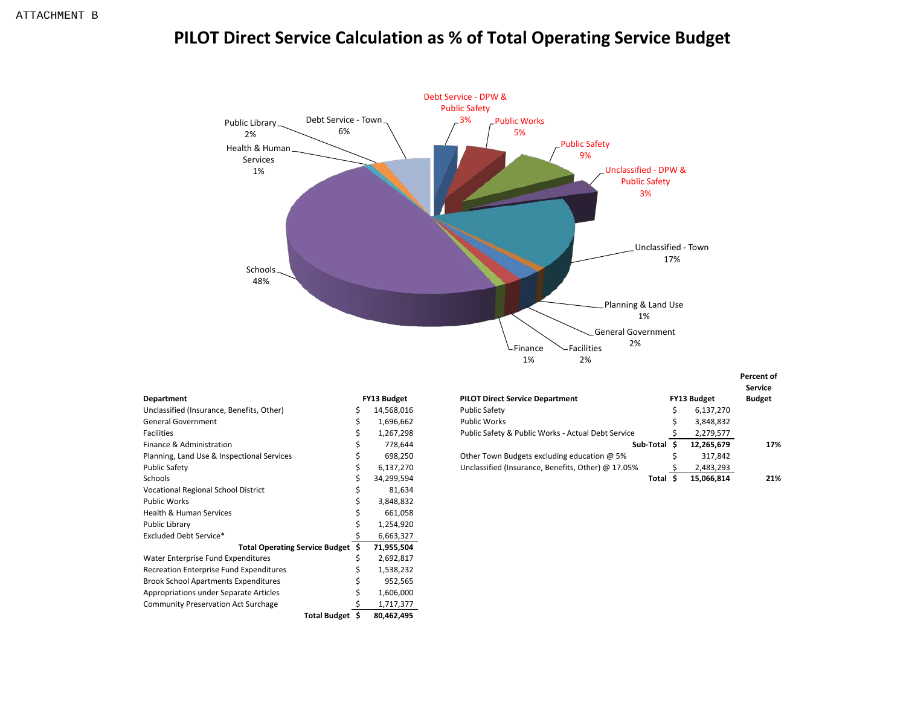ATTACHMENT B

# PILOT Direct Service Calculation as % of Total Operating Service Budget

Debt Service - DPW & Public Safety
3%

Public Works
5%

Public Safety
9%

Unclassified - DPW & Public Safety
3%

Unclassified - Town
17%

Planning & Land Use
1%

General Government
2%

Facilities
2%

Finance
1%

Schools
48%

Health & Human Services
1%

Public Library
2%

Debt Service - Town
6%

| Department | FY13 Budget |
|---|---|
| Unclassified (Insurance, Benefits, Other) | $ 14,568,016 |
| General Government | $ 1,696,662 |
| Facilities | $ 1,267,298 |
| Finance & Administration | $ 778,644 |
| Planning, Land Use & Inspectional Services | $ 698,250 |
| Public Safety | $ 6,137,270 |
| Schools | $ 34,299,594 |
| Vocational Regional School District | $ 81,634 |
| Public Works | $ 3,848,832 |
| Health & Human Services | $ 661,058 |
| Public Library | $ 1,254,920 |
| Excluded Debt Service* | $ 6,663,327 |
| **Total Operating Service Budget** | **$ 71,955,504** |
| Water Enterprise Fund Expenditures | $ 2,692,817 |
| Recreation Enterprise Fund Expenditures | $ 1,538,232 |
| Brook School Apartments Expenditures | $ 952,565 |
| Appropriations under Separate Articles | $ 1,606,000 |
| Community Preservation Act Surchage | $ 1,717,377 |
| **Total Budget** | **$ 80,462,495** |

| PILOT Direct Service Department | FY13 Budget | Percent of Service Budget |
|---|---|---|
| Public Safety | $ 6,137,270 | |
| Public Works | $ 3,848,832 | |
| Public Safety & Public Works - Actual Debt Service | $ 2,279,577 | |
| **Sub-Total** | **$ 12,265,679** | **17%** |
| Other Town Budgets excluding education @ 5% | $ 317,842 | |
| Unclassified (Insurance, Benefits, Other) @ 17.05% | $ 2,483,293 | |
| **Total** | **$ 15,066,814** | **21%** |